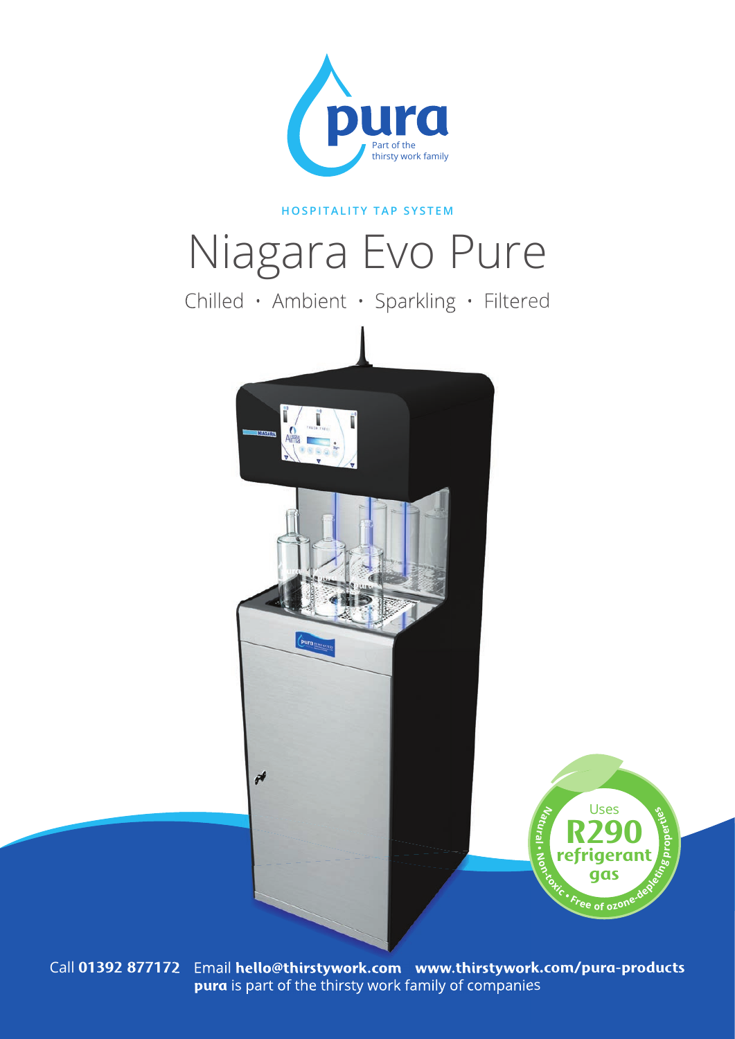pura

Part of the thirsty work family

HOSPITALITY TAP SYSTEM

# Niagara Evo Pure

Chilled • Ambient • Sparkling • Filtered

Uses **R290 refrigerant gas**

Natural • Non-toxic • Free of ozone-depleting properties

Call **01392 877172** Email **hello@thirstywork.com** **www.thirstywork.com/pura-products**

**pura** is part of the thirsty work family of companies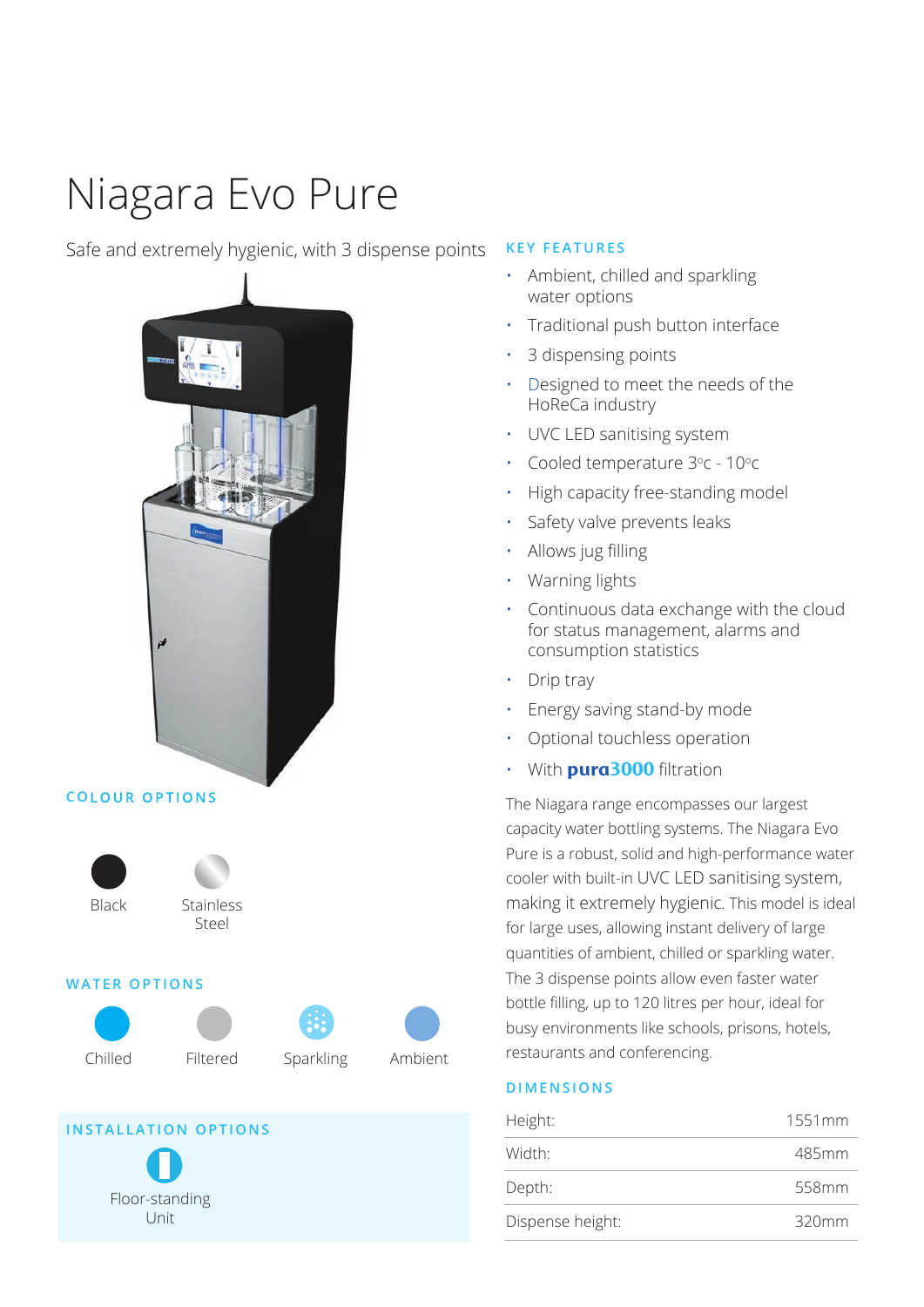# Niagara Evo Pure

Safe and extremely hygienic, with 3 dispense points

## COLOUR OPTIONS

Black

Stainless Steel

## WATER OPTIONS

Chilled

Filtered

Sparkling

Ambient

## INSTALLATION OPTIONS

Floor-standing Unit

## KEY FEATURES

- Ambient, chilled and sparkling water options
- Traditional push button interface
- 3 dispensing points
- Designed to meet the needs of the HoReCa industry
- UVC LED sanitising system
- Cooled temperature 3°c - 10°c
- High capacity free-standing model
- Safety valve prevents leaks
- Allows jug filling
- Warning lights
- Continuous data exchange with the cloud for status management, alarms and consumption statistics
- Drip tray
- Energy saving stand-by mode
- Optional touchless operation
- With **pura3000** filtration

The Niagara range encompasses our largest capacity water bottling systems. The Niagara Evo Pure is a robust, solid and high-performance water cooler with built-in UVC LED sanitising system, making it extremely hygienic. This model is ideal for large uses, allowing instant delivery of large quantities of ambient, chilled or sparkling water. The 3 dispense points allow even faster water bottle filling, up to 120 litres per hour, ideal for busy environments like schools, prisons, hotels, restaurants and conferencing.

## DIMENSIONS

| | |
|---|---|
| Height: | 1551mm |
| Width: | 485mm |
| Depth: | 558mm |
| Dispense height: | 320mm |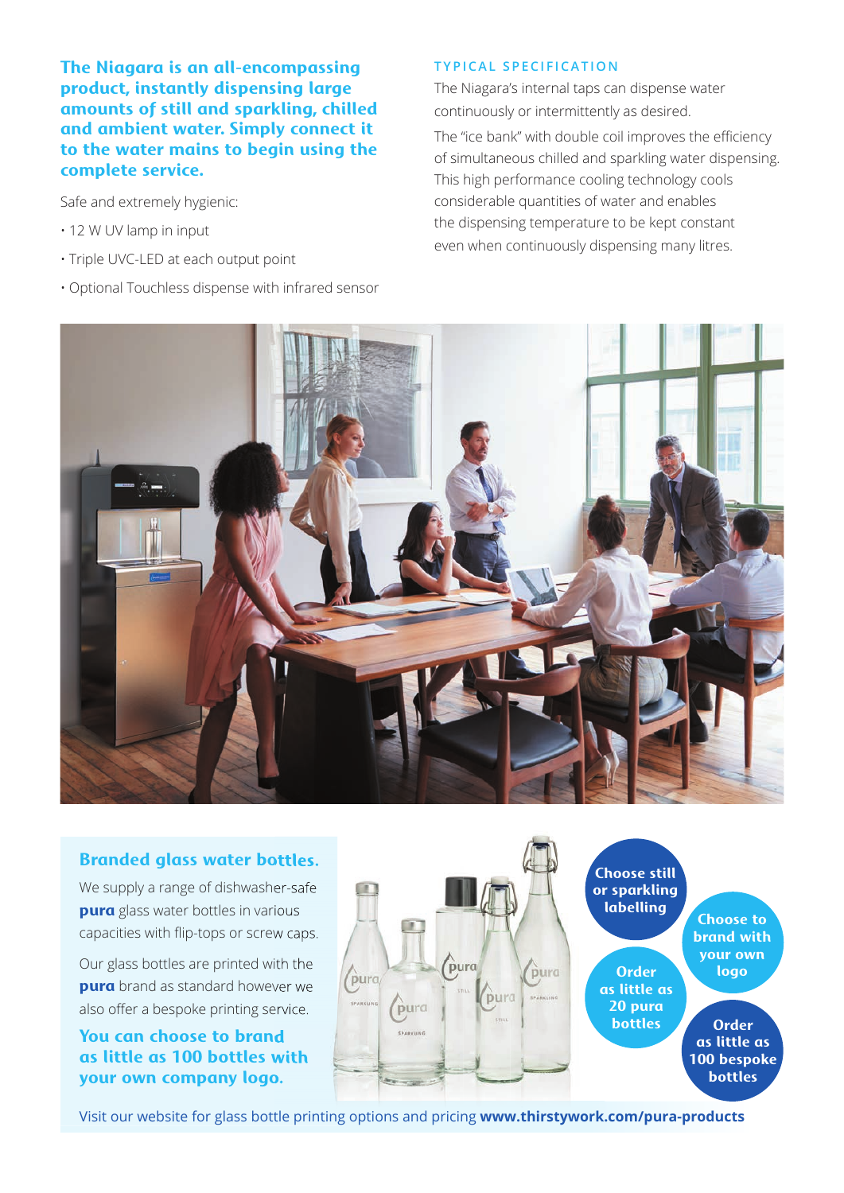**The Niagara is an all-encompassing product, instantly dispensing large amounts of still and sparkling, chilled and ambient water. Simply connect it to the water mains to begin using the complete service.**

Safe and extremely hygienic:

- 12 W UV lamp in input
- Triple UVC-LED at each output point
- Optional Touchless dispense with infrared sensor

## TYPICAL SPECIFICATION

The Niagara's internal taps can dispense water continuously or intermittently as desired.

The "ice bank" with double coil improves the efficiency of simultaneous chilled and sparkling water dispensing. This high performance cooling technology cools considerable quantities of water and enables the dispensing temperature to be kept constant even when continuously dispensing many litres.

## Branded glass water bottles.

We supply a range of dishwasher-safe **pura** glass water bottles in various capacities with flip-tops or screw caps.

Our glass bottles are printed with the **pura** brand as standard however we also offer a bespoke printing service.

**You can choose to brand as little as 100 bottles with your own company logo.**

- Choose still or sparkling labelling
- Choose to brand with your own logo
- Order as little as 20 pura bottles
- Order as little as 100 bespoke bottles

Visit our website for glass bottle printing options and pricing **www.thirstywork.com/pura-products**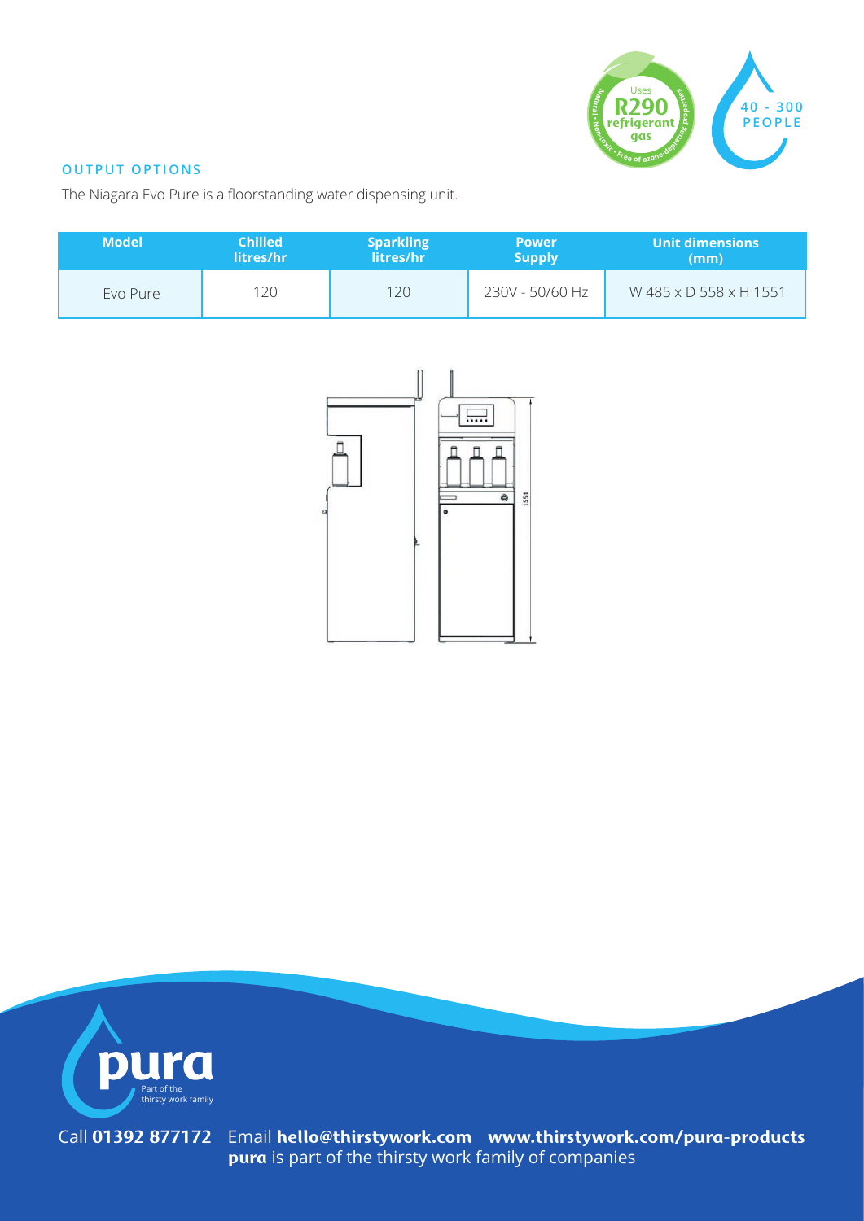Uses **R290 refrigerant gas**

Natural • Non-toxic • Free of ozone-depleting properties

40 - 300 PEOPLE

### OUTPUT OPTIONS

The Niagara Evo Pure is a floorstanding water dispensing unit.

| Model | Chilled litres/hr | Sparkling litres/hr | Power Supply | Unit dimensions (mm) |
|---|---|---|---|---|
| Evo Pure | 120 | 120 | 230V - 50/60 Hz | W 485 x D 558 x H 1551 |

1551

**pura** Part of the thirsty work family

Call **01392 877172** Email **hello@thirstywork.com** **www.thirstywork.com/pura-products**
**pura** is part of the thirsty work family of companies